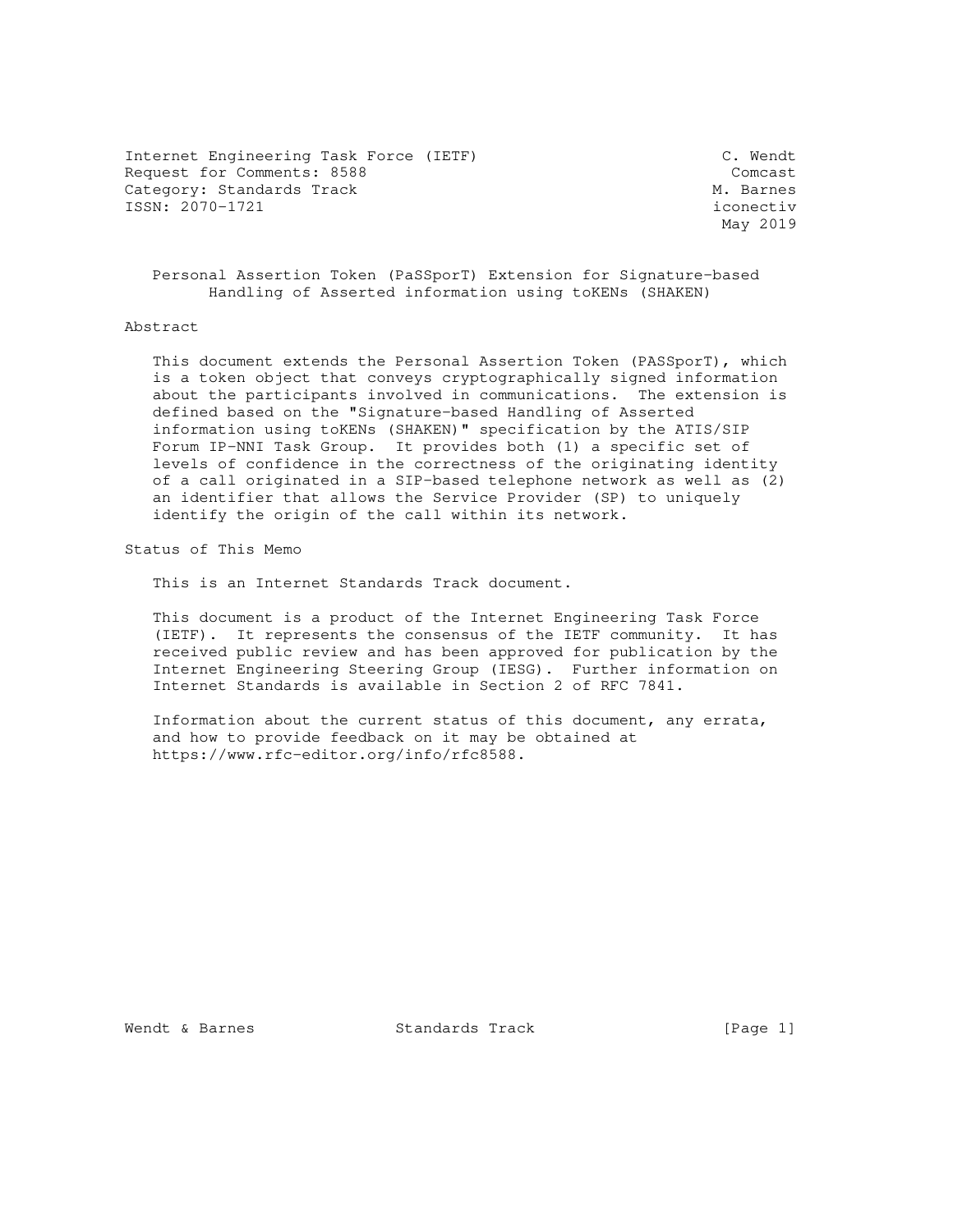Internet Engineering Task Force (IETF) C. Wendt
Request for Comments: 8588 Comcast
Category: Standards Track M. Barnes
ISSN: 2070-1721 iconectiv
May 2019

# Personal Assertion Token (PaSSporT) Extension for Signature-based Handling of Asserted information using toKENs (SHAKEN)

## Abstract

This document extends the Personal Assertion Token (PASSporT), which is a token object that conveys cryptographically signed information about the participants involved in communications. The extension is defined based on the "Signature-based Handling of Asserted information using toKENs (SHAKEN)" specification by the ATIS/SIP Forum IP-NNI Task Group. It provides both (1) a specific set of levels of confidence in the correctness of the originating identity of a call originated in a SIP-based telephone network as well as (2) an identifier that allows the Service Provider (SP) to uniquely identify the origin of the call within its network.

## Status of This Memo

This is an Internet Standards Track document.

This document is a product of the Internet Engineering Task Force (IETF). It represents the consensus of the IETF community. It has received public review and has been approved for publication by the Internet Engineering Steering Group (IESG). Further information on Internet Standards is available in Section 2 of RFC 7841.

Information about the current status of this document, any errata, and how to provide feedback on it may be obtained at https://www.rfc-editor.org/info/rfc8588.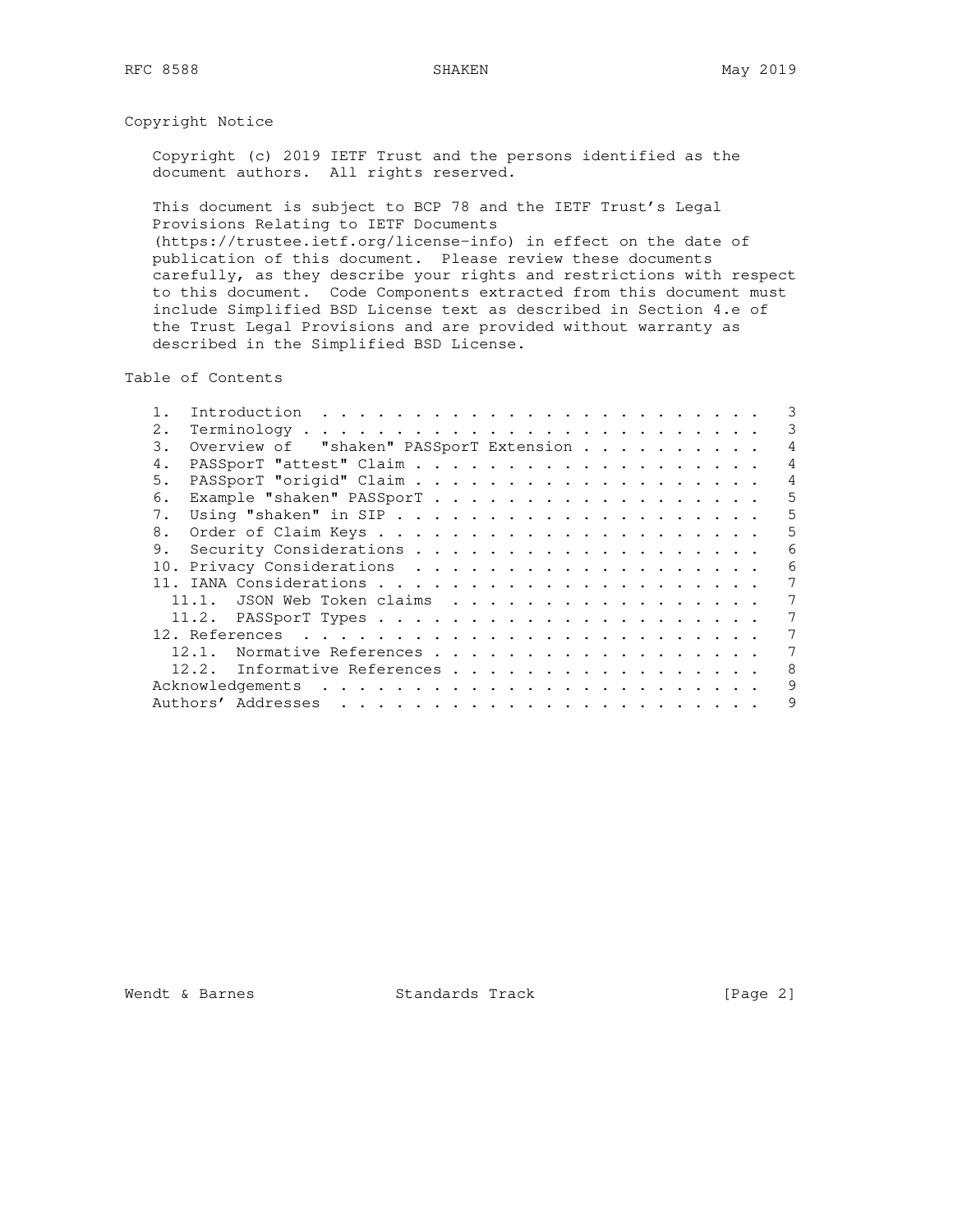## Copyright Notice

Copyright (c) 2019 IETF Trust and the persons identified as the document authors. All rights reserved.

This document is subject to BCP 78 and the IETF Trust's Legal Provisions Relating to IETF Documents (https://trustee.ietf.org/license-info) in effect on the date of publication of this document. Please review these documents carefully, as they describe your rights and restrictions with respect to this document. Code Components extracted from this document must include Simplified BSD License text as described in Section 4.e of the Trust Legal Provisions and are provided without warranty as described in the Simplified BSD License.

## Table of Contents

```
   1.  Introduction  . . . . . . . . . . . . . . . . . . . . . . . .   3
   2.  Terminology . . . . . . . . . . . . . . . . . . . . . . . . .   3
   3.  Overview of  "shaken" PASSporT Extension  . . . . . . . . . .   4
   4.  PASSporT "attest" Claim . . . . . . . . . . . . . . . . . . .   4
   5.  PASSporT "origid" Claim . . . . . . . . . . . . . . . . . . .   4
   6.  Example "shaken" PASSporT . . . . . . . . . . . . . . . . . .   5
   7.  Using "shaken" in SIP . . . . . . . . . . . . . . . . . . . .   5
   8.  Order of Claim Keys . . . . . . . . . . . . . . . . . . . . .   5
   9.  Security Considerations . . . . . . . . . . . . . . . . . . .   6
   10. Privacy Considerations  . . . . . . . . . . . . . . . . . . .   6
   11. IANA Considerations . . . . . . . . . . . . . . . . . . . . .   7
     11.1.  JSON Web Token claims  . . . . . . . . . . . . . . . . .   7
     11.2.  PASSporT Types . . . . . . . . . . . . . . . . . . . . .   7
   12. References  . . . . . . . . . . . . . . . . . . . . . . . . .   7
     12.1.  Normative References . . . . . . . . . . . . . . . . . .   7
     12.2.  Informative References . . . . . . . . . . . . . . . . .   8
   Acknowledgements  . . . . . . . . . . . . . . . . . . . . . . . .   9
   Authors' Addresses  . . . . . . . . . . . . . . . . . . . . . . .   9
```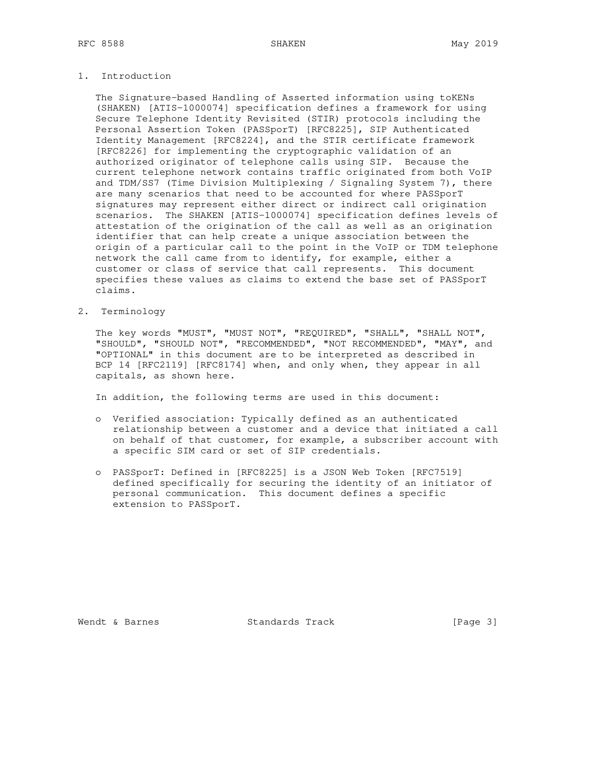## 1. Introduction

The Signature-based Handling of Asserted information using toKENs (SHAKEN) [ATIS-1000074] specification defines a framework for using Secure Telephone Identity Revisited (STIR) protocols including the Personal Assertion Token (PASSporT) [RFC8225], SIP Authenticated Identity Management [RFC8224], and the STIR certificate framework [RFC8226] for implementing the cryptographic validation of an authorized originator of telephone calls using SIP. Because the current telephone network contains traffic originated from both VoIP and TDM/SS7 (Time Division Multiplexing / Signaling System 7), there are many scenarios that need to be accounted for where PASSporT signatures may represent either direct or indirect call origination scenarios. The SHAKEN [ATIS-1000074] specification defines levels of attestation of the origination of the call as well as an origination identifier that can help create a unique association between the origin of a particular call to the point in the VoIP or TDM telephone network the call came from to identify, for example, either a customer or class of service that call represents. This document specifies these values as claims to extend the base set of PASSporT claims.

## 2. Terminology

The key words "MUST", "MUST NOT", "REQUIRED", "SHALL", "SHALL NOT", "SHOULD", "SHOULD NOT", "RECOMMENDED", "NOT RECOMMENDED", "MAY", and "OPTIONAL" in this document are to be interpreted as described in BCP 14 [RFC2119] [RFC8174] when, and only when, they appear in all capitals, as shown here.

In addition, the following terms are used in this document:

- Verified association: Typically defined as an authenticated relationship between a customer and a device that initiated a call on behalf of that customer, for example, a subscriber account with a specific SIM card or set of SIP credentials.

- PASSporT: Defined in [RFC8225] is a JSON Web Token [RFC7519] defined specifically for securing the identity of an initiator of personal communication. This document defines a specific extension to PASSporT.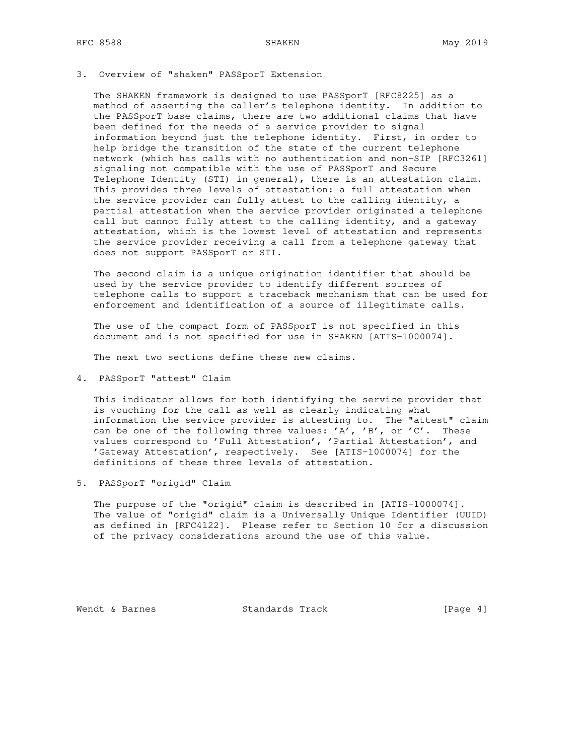## 3. Overview of "shaken" PASSporT Extension

The SHAKEN framework is designed to use PASSporT [RFC8225] as a method of asserting the caller's telephone identity. In addition to the PASSporT base claims, there are two additional claims that have been defined for the needs of a service provider to signal information beyond just the telephone identity. First, in order to help bridge the transition of the state of the current telephone network (which has calls with no authentication and non-SIP [RFC3261] signaling not compatible with the use of PASSporT and Secure Telephone Identity (STI) in general), there is an attestation claim. This provides three levels of attestation: a full attestation when the service provider can fully attest to the calling identity, a partial attestation when the service provider originated a telephone call but cannot fully attest to the calling identity, and a gateway attestation, which is the lowest level of attestation and represents the service provider receiving a call from a telephone gateway that does not support PASSporT or STI.

The second claim is a unique origination identifier that should be used by the service provider to identify different sources of telephone calls to support a traceback mechanism that can be used for enforcement and identification of a source of illegitimate calls.

The use of the compact form of PASSporT is not specified in this document and is not specified for use in SHAKEN [ATIS-1000074].

The next two sections define these new claims.

## 4. PASSporT "attest" Claim

This indicator allows for both identifying the service provider that is vouching for the call as well as clearly indicating what information the service provider is attesting to. The "attest" claim can be one of the following three values: 'A', 'B', or 'C'. These values correspond to 'Full Attestation', 'Partial Attestation', and 'Gateway Attestation', respectively. See [ATIS-1000074] for the definitions of these three levels of attestation.

## 5. PASSporT "origid" Claim

The purpose of the "origid" claim is described in [ATIS-1000074]. The value of "origid" claim is a Universally Unique Identifier (UUID) as defined in [RFC4122]. Please refer to Section 10 for a discussion of the privacy considerations around the use of this value.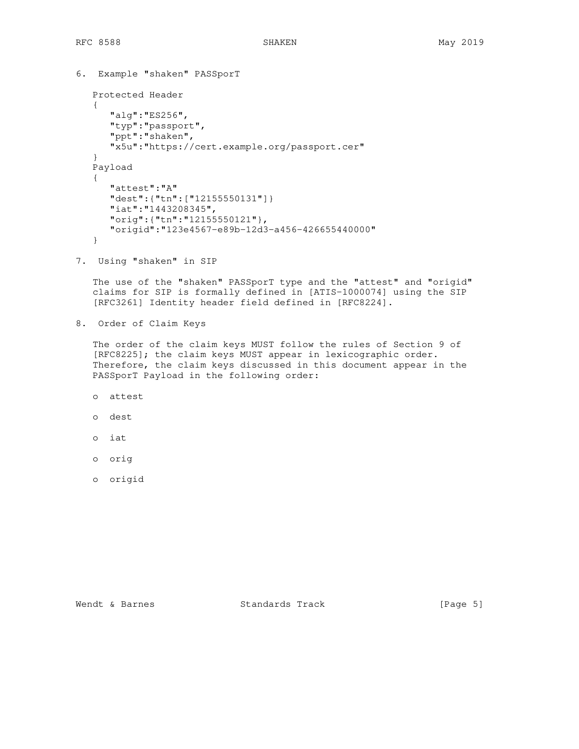## 6. Example "shaken" PASSporT

```
Protected Header
{
   "alg":"ES256",
   "typ":"passport",
   "ppt":"shaken",
   "x5u":"https://cert.example.org/passport.cer"
}
Payload
{
   "attest":"A"
   "dest":{"tn":["12155550131"]}
   "iat":"1443208345",
   "orig":{"tn":"12155550121"},
   "origid":"123e4567-e89b-12d3-a456-426655440000"
}
```

## 7. Using "shaken" in SIP

The use of the "shaken" PASSporT type and the "attest" and "origid" claims for SIP is formally defined in [ATIS-1000074] using the SIP [RFC3261] Identity header field defined in [RFC8224].

## 8. Order of Claim Keys

The order of the claim keys MUST follow the rules of Section 9 of [RFC8225]; the claim keys MUST appear in lexicographic order. Therefore, the claim keys discussed in this document appear in the PASSporT Payload in the following order:

- attest
- dest
- iat
- orig
- origid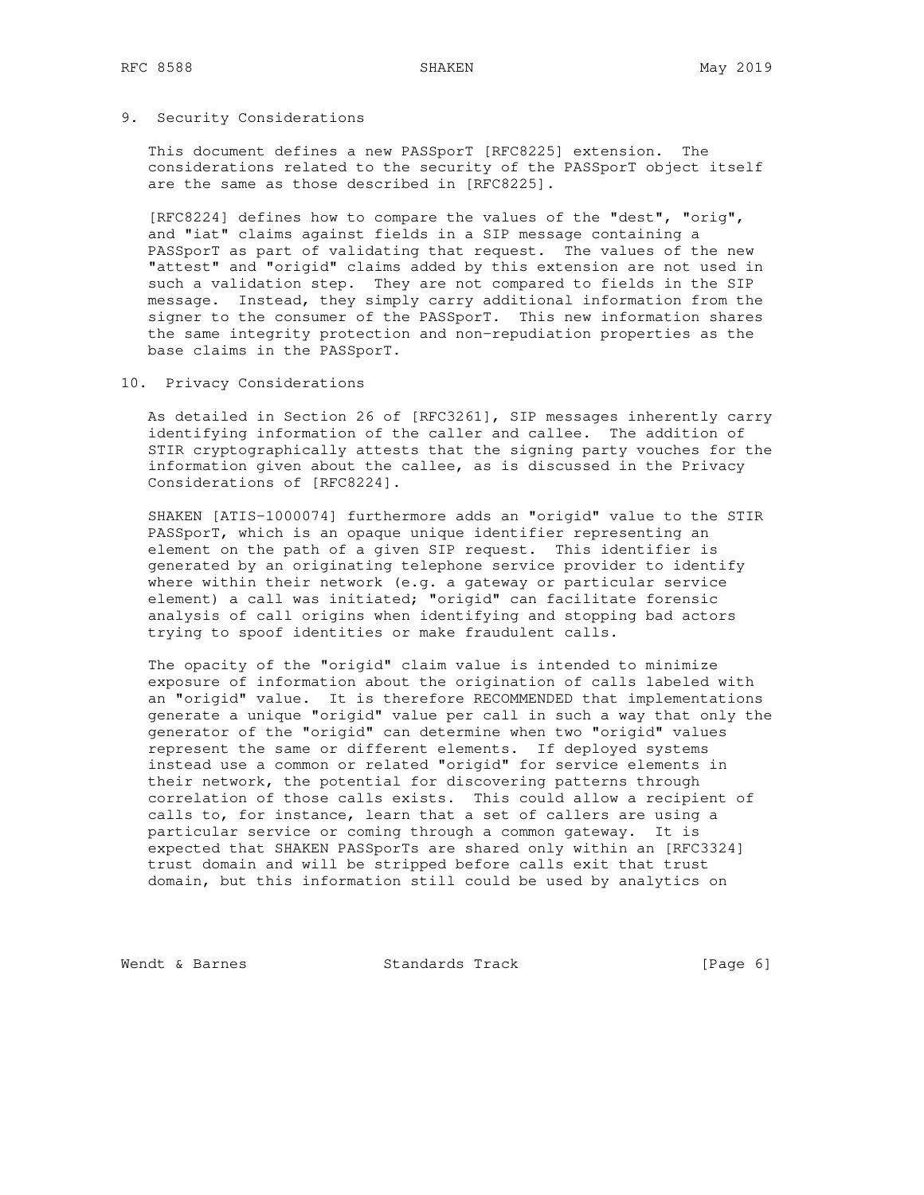## 9. Security Considerations

This document defines a new PASSporT [RFC8225] extension. The considerations related to the security of the PASSporT object itself are the same as those described in [RFC8225].

[RFC8224] defines how to compare the values of the "dest", "orig", and "iat" claims against fields in a SIP message containing a PASSporT as part of validating that request. The values of the new "attest" and "origid" claims added by this extension are not used in such a validation step. They are not compared to fields in the SIP message. Instead, they simply carry additional information from the signer to the consumer of the PASSporT. This new information shares the same integrity protection and non-repudiation properties as the base claims in the PASSporT.

## 10. Privacy Considerations

As detailed in Section 26 of [RFC3261], SIP messages inherently carry identifying information of the caller and callee. The addition of STIR cryptographically attests that the signing party vouches for the information given about the callee, as is discussed in the Privacy Considerations of [RFC8224].

SHAKEN [ATIS-1000074] furthermore adds an "origid" value to the STIR PASSporT, which is an opaque unique identifier representing an element on the path of a given SIP request. This identifier is generated by an originating telephone service provider to identify where within their network (e.g. a gateway or particular service element) a call was initiated; "origid" can facilitate forensic analysis of call origins when identifying and stopping bad actors trying to spoof identities or make fraudulent calls.

The opacity of the "origid" claim value is intended to minimize exposure of information about the origination of calls labeled with an "origid" value. It is therefore RECOMMENDED that implementations generate a unique "origid" value per call in such a way that only the generator of the "origid" can determine when two "origid" values represent the same or different elements. If deployed systems instead use a common or related "origid" for service elements in their network, the potential for discovering patterns through correlation of those calls exists. This could allow a recipient of calls to, for instance, learn that a set of callers are using a particular service or coming through a common gateway. It is expected that SHAKEN PASSporTs are shared only within an [RFC3324] trust domain and will be stripped before calls exit that trust domain, but this information still could be used by analytics on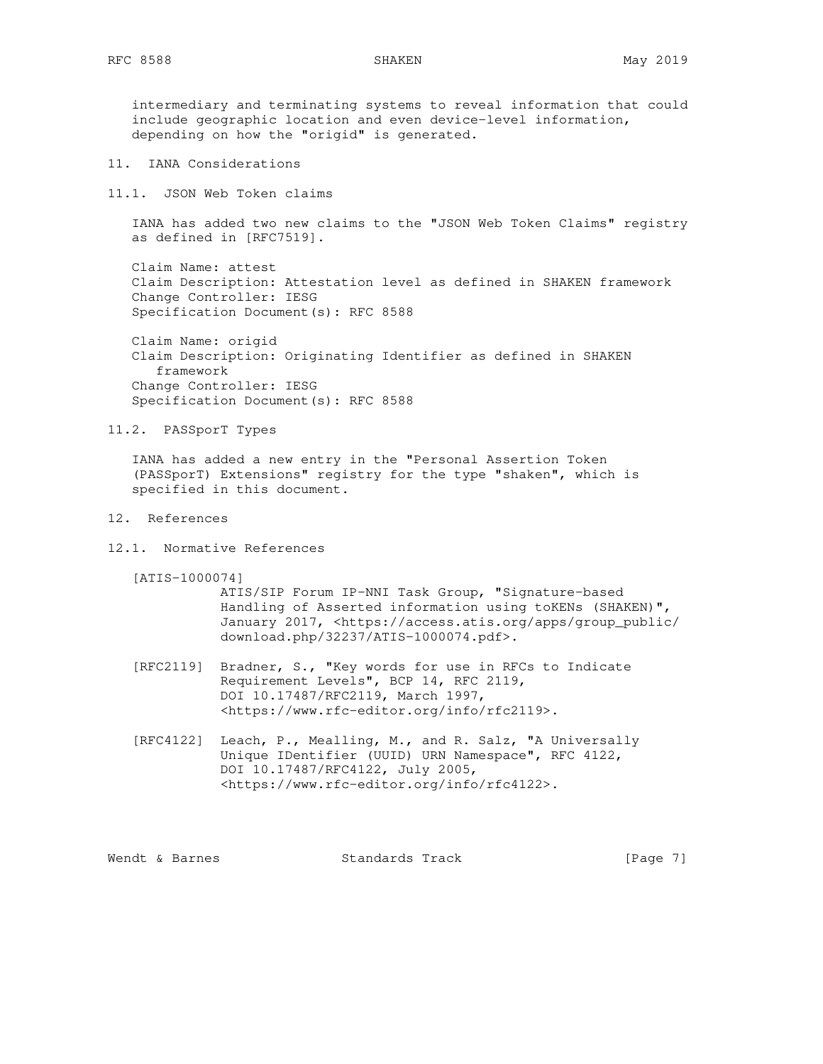intermediary and terminating systems to reveal information that could include geographic location and even device-level information, depending on how the "origid" is generated.

## 11. IANA Considerations

### 11.1. JSON Web Token claims

IANA has added two new claims to the "JSON Web Token Claims" registry as defined in [RFC7519].

Claim Name: attest
Claim Description: Attestation level as defined in SHAKEN framework
Change Controller: IESG
Specification Document(s): RFC 8588

Claim Name: origid
Claim Description: Originating Identifier as defined in SHAKEN framework
Change Controller: IESG
Specification Document(s): RFC 8588

### 11.2. PASSporT Types

IANA has added a new entry in the "Personal Assertion Token (PASSporT) Extensions" registry for the type "shaken", which is specified in this document.

## 12. References

### 12.1. Normative References

[ATIS-1000074]
ATIS/SIP Forum IP-NNI Task Group, "Signature-based Handling of Asserted information using toKENs (SHAKEN)", January 2017, <https://access.atis.org/apps/group_public/download.php/32237/ATIS-1000074.pdf>.

[RFC2119] Bradner, S., "Key words for use in RFCs to Indicate Requirement Levels", BCP 14, RFC 2119, DOI 10.17487/RFC2119, March 1997, <https://www.rfc-editor.org/info/rfc2119>.

[RFC4122] Leach, P., Mealling, M., and R. Salz, "A Universally Unique IDentifier (UUID) URN Namespace", RFC 4122, DOI 10.17487/RFC4122, July 2005, <https://www.rfc-editor.org/info/rfc4122>.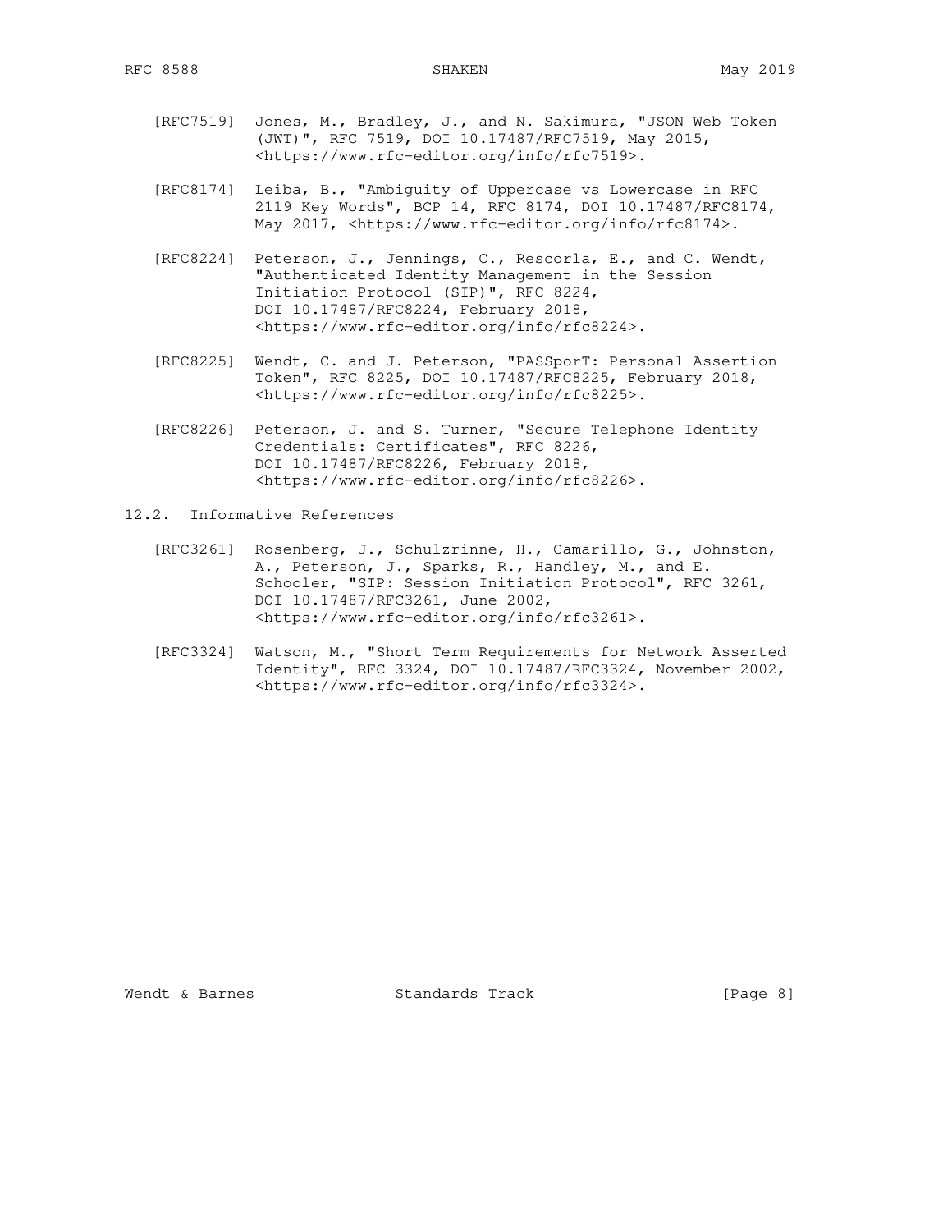[RFC7519] Jones, M., Bradley, J., and N. Sakimura, "JSON Web Token (JWT)", RFC 7519, DOI 10.17487/RFC7519, May 2015, <https://www.rfc-editor.org/info/rfc7519>.

[RFC8174] Leiba, B., "Ambiguity of Uppercase vs Lowercase in RFC 2119 Key Words", BCP 14, RFC 8174, DOI 10.17487/RFC8174, May 2017, <https://www.rfc-editor.org/info/rfc8174>.

[RFC8224] Peterson, J., Jennings, C., Rescorla, E., and C. Wendt, "Authenticated Identity Management in the Session Initiation Protocol (SIP)", RFC 8224, DOI 10.17487/RFC8224, February 2018, <https://www.rfc-editor.org/info/rfc8224>.

[RFC8225] Wendt, C. and J. Peterson, "PASSporT: Personal Assertion Token", RFC 8225, DOI 10.17487/RFC8225, February 2018, <https://www.rfc-editor.org/info/rfc8225>.

[RFC8226] Peterson, J. and S. Turner, "Secure Telephone Identity Credentials: Certificates", RFC 8226, DOI 10.17487/RFC8226, February 2018, <https://www.rfc-editor.org/info/rfc8226>.

## 12.2. Informative References

[RFC3261] Rosenberg, J., Schulzrinne, H., Camarillo, G., Johnston, A., Peterson, J., Sparks, R., Handley, M., and E. Schooler, "SIP: Session Initiation Protocol", RFC 3261, DOI 10.17487/RFC3261, June 2002, <https://www.rfc-editor.org/info/rfc3261>.

[RFC3324] Watson, M., "Short Term Requirements for Network Asserted Identity", RFC 3324, DOI 10.17487/RFC3324, November 2002, <https://www.rfc-editor.org/info/rfc3324>.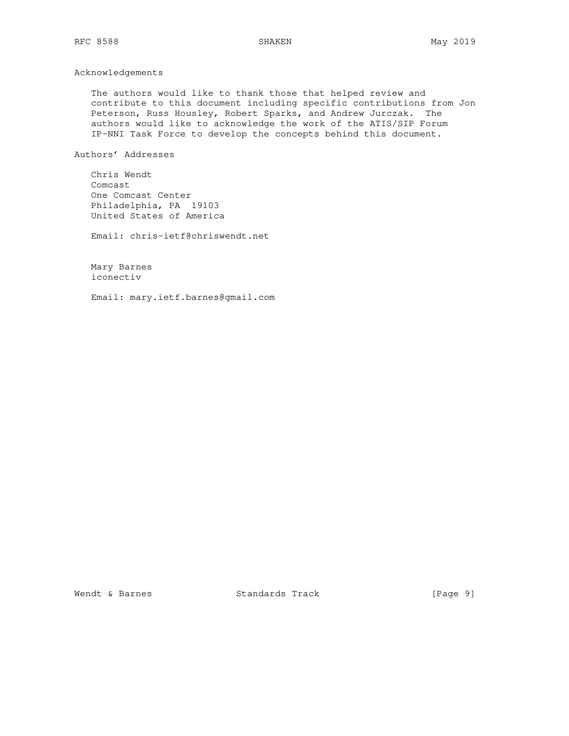## Acknowledgements

The authors would like to thank those that helped review and contribute to this document including specific contributions from Jon Peterson, Russ Housley, Robert Sparks, and Andrew Jurczak. The authors would like to acknowledge the work of the ATIS/SIP Forum IP-NNI Task Force to develop the concepts behind this document.

## Authors' Addresses

Chris Wendt
Comcast
One Comcast Center
Philadelphia, PA 19103
United States of America

Email: chris-ietf@chriswendt.net

Mary Barnes
iconectiv

Email: mary.ietf.barnes@gmail.com